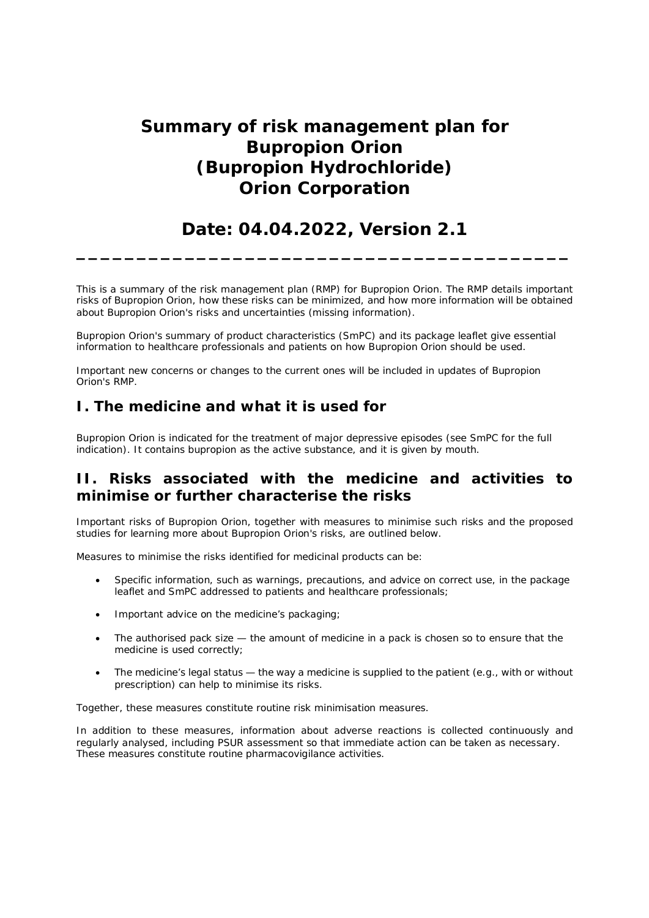# Summary of risk management plan for Bupropion Orion (Bupropion Hydrochloride) Orion Corporation

## Date: 04.04.2022, Version 2.1

---

This is a summary of the risk management plan (RMP) for Bupropion Orion. The RMP details important risks of Bupropion Orion, how these risks can be minimized, and how more information will be obtained about Bupropion Orion's risks and uncertainties (missing information).

Bupropion Orion's summary of product characteristics (SmPC) and its package leaflet give essential information to healthcare professionals and patients on how Bupropion Orion should be used.

Important new concerns or changes to the current ones will be included in updates of Bupropion Orion's RMP.

## I. The medicine and what it is used for

Bupropion Orion is indicated for the treatment of major depressive episodes (see SmPC for the full indication). It contains bupropion as the active substance, and it is given by mouth.

## II. Risks associated with the medicine and activities to minimise or further characterise the risks

Important risks of Bupropion Orion, together with measures to minimise such risks and the proposed studies for learning more about Bupropion Orion's risks, are outlined below.

Measures to minimise the risks identified for medicinal products can be:

- Specific information, such as warnings, precautions, and advice on correct use, in the package leaflet and SmPC addressed to patients and healthcare professionals;
- Important advice on the medicine's packaging;
- The authorised pack size — the amount of medicine in a pack is chosen so to ensure that the medicine is used correctly;
- The medicine's legal status — the way a medicine is supplied to the patient (e.g., with or without prescription) can help to minimise its risks.

Together, these measures constitute routine risk minimisation measures.

In addition to these measures, information about adverse reactions is collected continuously and regularly analysed, including PSUR assessment so that immediate action can be taken as necessary. These measures constitute routine pharmacovigilance activities.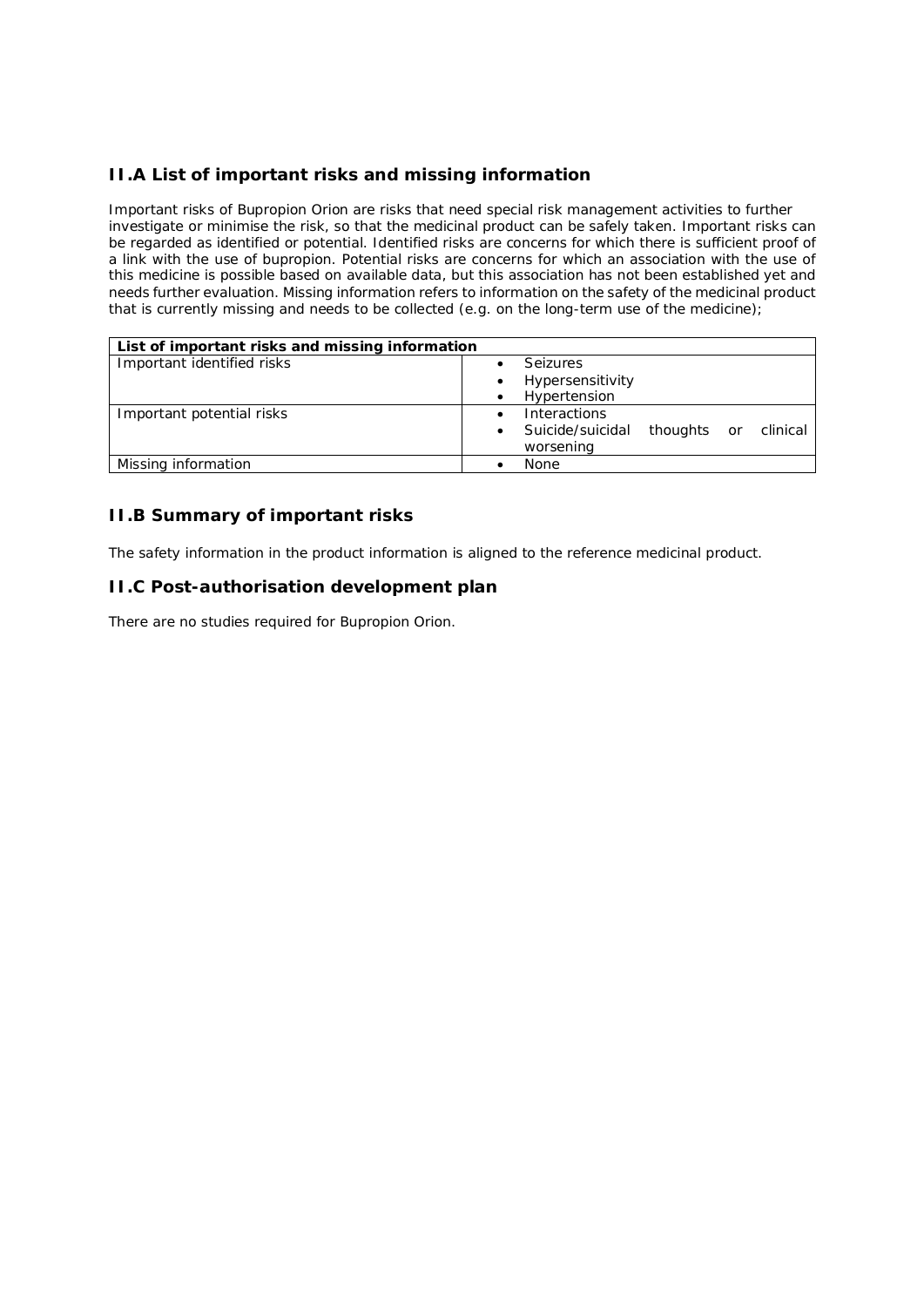## II.A List of important risks and missing information

Important risks of Bupropion Orion are risks that need special risk management activities to further investigate or minimise the risk, so that the medicinal product can be safely taken. Important risks can be regarded as identified or potential. Identified risks are concerns for which there is sufficient proof of a link with the use of bupropion. Potential risks are concerns for which an association with the use of this medicine is possible based on available data, but this association has not been established yet and needs further evaluation. Missing information refers to information on the safety of the medicinal product that is currently missing and needs to be collected (e.g. on the long-term use of the medicine);

| List of important risks and missing information | |
|---|---|
| Important identified risks | • Seizures<br>• Hypersensitivity<br>• Hypertension |
| Important potential risks | • Interactions<br>• Suicide/suicidal thoughts or clinical worsening |
| Missing information | • None |

## II.B Summary of important risks

The safety information in the product information is aligned to the reference medicinal product.

## II.C Post-authorisation development plan

There are no studies required for Bupropion Orion.